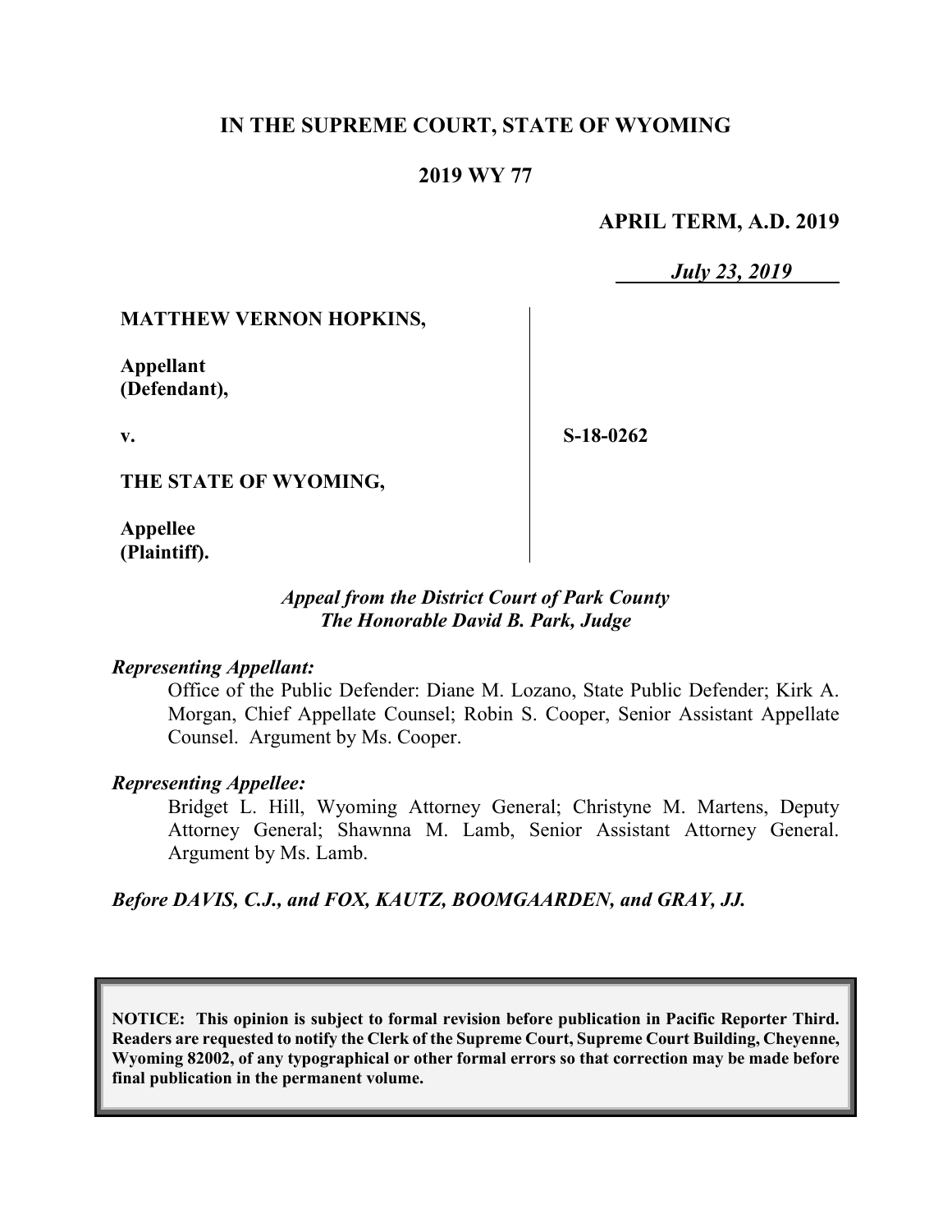# IN THE SUPREME COURT, STATE OF WYOMING

## 2019 WY 77

**APRIL TERM, A.D. 2019**

***July 23, 2019***

| | |
|---|---|
| **MATTHEW VERNON HOPKINS,**<br><br>**Appellant (Defendant),**<br><br>**v.**<br><br>**THE STATE OF WYOMING,**<br><br>**Appellee (Plaintiff).** | **S-18-0262** |

***Appeal from the District Court of Park County***
***The Honorable David B. Park, Judge***

***Representing Appellant:***

Office of the Public Defender: Diane M. Lozano, State Public Defender; Kirk A. Morgan, Chief Appellate Counsel; Robin S. Cooper, Senior Assistant Appellate Counsel. Argument by Ms. Cooper.

***Representing Appellee:***

Bridget L. Hill, Wyoming Attorney General; Christyne M. Martens, Deputy Attorney General; Shawnna M. Lamb, Senior Assistant Attorney General. Argument by Ms. Lamb.

***Before DAVIS, C.J., and FOX, KAUTZ, BOOMGAARDEN, and GRAY, JJ.***

**NOTICE: This opinion is subject to formal revision before publication in Pacific Reporter Third. Readers are requested to notify the Clerk of the Supreme Court, Supreme Court Building, Cheyenne, Wyoming 82002, of any typographical or other formal errors so that correction may be made before final publication in the permanent volume.**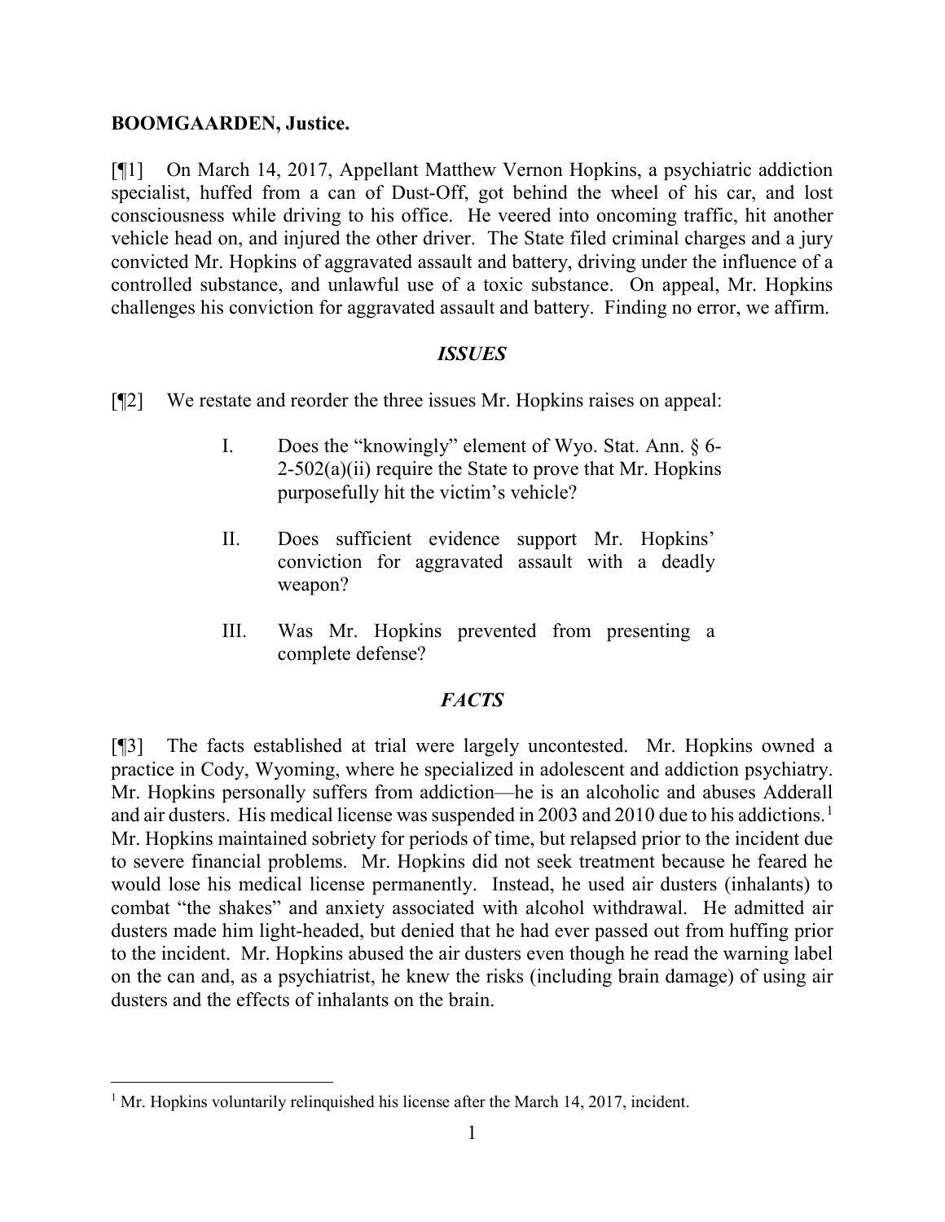**BOOMGAARDEN, Justice.**

[¶1] On March 14, 2017, Appellant Matthew Vernon Hopkins, a psychiatric addiction specialist, huffed from a can of Dust-Off, got behind the wheel of his car, and lost consciousness while driving to his office. He veered into oncoming traffic, hit another vehicle head on, and injured the other driver. The State filed criminal charges and a jury convicted Mr. Hopkins of aggravated assault and battery, driving under the influence of a controlled substance, and unlawful use of a toxic substance. On appeal, Mr. Hopkins challenges his conviction for aggravated assault and battery. Finding no error, we affirm.

## *ISSUES*

[¶2] We restate and reorder the three issues Mr. Hopkins raises on appeal:

> I. Does the "knowingly" element of Wyo. Stat. Ann. § 6-2-502(a)(ii) require the State to prove that Mr. Hopkins purposefully hit the victim's vehicle?
>
> II. Does sufficient evidence support Mr. Hopkins' conviction for aggravated assault with a deadly weapon?
>
> III. Was Mr. Hopkins prevented from presenting a complete defense?

## *FACTS*

[¶3] The facts established at trial were largely uncontested. Mr. Hopkins owned a practice in Cody, Wyoming, where he specialized in adolescent and addiction psychiatry. Mr. Hopkins personally suffers from addiction—he is an alcoholic and abuses Adderall and air dusters. His medical license was suspended in 2003 and 2010 due to his addictions.[1] Mr. Hopkins maintained sobriety for periods of time, but relapsed prior to the incident due to severe financial problems. Mr. Hopkins did not seek treatment because he feared he would lose his medical license permanently. Instead, he used air dusters (inhalants) to combat "the shakes" and anxiety associated with alcohol withdrawal. He admitted air dusters made him light-headed, but denied that he had ever passed out from huffing prior to the incident. Mr. Hopkins abused the air dusters even though he read the warning label on the can and, as a psychiatrist, he knew the risks (including brain damage) of using air dusters and the effects of inhalants on the brain.

---

[1] Mr. Hopkins voluntarily relinquished his license after the March 14, 2017, incident.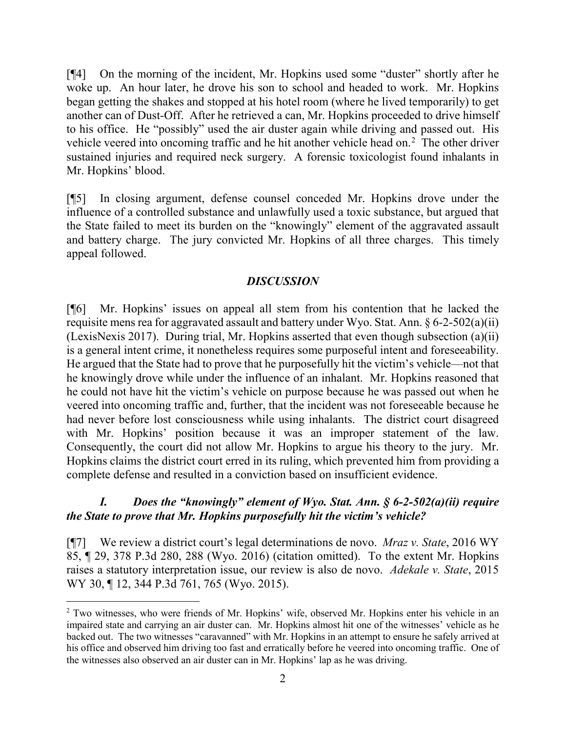[¶4] On the morning of the incident, Mr. Hopkins used some "duster" shortly after he woke up. An hour later, he drove his son to school and headed to work. Mr. Hopkins began getting the shakes and stopped at his hotel room (where he lived temporarily) to get another can of Dust-Off. After he retrieved a can, Mr. Hopkins proceeded to drive himself to his office. He "possibly" used the air duster again while driving and passed out. His vehicle veered into oncoming traffic and he hit another vehicle head on.[2] The other driver sustained injuries and required neck surgery. A forensic toxicologist found inhalants in Mr. Hopkins' blood.

[¶5] In closing argument, defense counsel conceded Mr. Hopkins drove under the influence of a controlled substance and unlawfully used a toxic substance, but argued that the State failed to meet its burden on the "knowingly" element of the aggravated assault and battery charge. The jury convicted Mr. Hopkins of all three charges. This timely appeal followed.

## *DISCUSSION*

[¶6] Mr. Hopkins' issues on appeal all stem from his contention that he lacked the requisite mens rea for aggravated assault and battery under Wyo. Stat. Ann. § 6-2-502(a)(ii) (LexisNexis 2017). During trial, Mr. Hopkins asserted that even though subsection (a)(ii) is a general intent crime, it nonetheless requires some purposeful intent and foreseeability. He argued that the State had to prove that he purposefully hit the victim's vehicle—not that he knowingly drove while under the influence of an inhalant. Mr. Hopkins reasoned that he could not have hit the victim's vehicle on purpose because he was passed out when he veered into oncoming traffic and, further, that the incident was not foreseeable because he had never before lost consciousness while using inhalants. The district court disagreed with Mr. Hopkins' position because it was an improper statement of the law. Consequently, the court did not allow Mr. Hopkins to argue his theory to the jury. Mr. Hopkins claims the district court erred in its ruling, which prevented him from providing a complete defense and resulted in a conviction based on insufficient evidence.

### *I. Does the "knowingly" element of Wyo. Stat. Ann. § 6-2-502(a)(ii) require the State to prove that Mr. Hopkins purposefully hit the victim's vehicle?*

[¶7] We review a district court's legal determinations de novo. *Mraz v. State*, 2016 WY 85, ¶ 29, 378 P.3d 280, 288 (Wyo. 2016) (citation omitted). To the extent Mr. Hopkins raises a statutory interpretation issue, our review is also de novo. *Adekale v. State*, 2015 WY 30, ¶ 12, 344 P.3d 761, 765 (Wyo. 2015).

---

[2] Two witnesses, who were friends of Mr. Hopkins' wife, observed Mr. Hopkins enter his vehicle in an impaired state and carrying an air duster can. Mr. Hopkins almost hit one of the witnesses' vehicle as he backed out. The two witnesses "caravanned" with Mr. Hopkins in an attempt to ensure he safely arrived at his office and observed him driving too fast and erratically before he veered into oncoming traffic. One of the witnesses also observed an air duster can in Mr. Hopkins' lap as he was driving.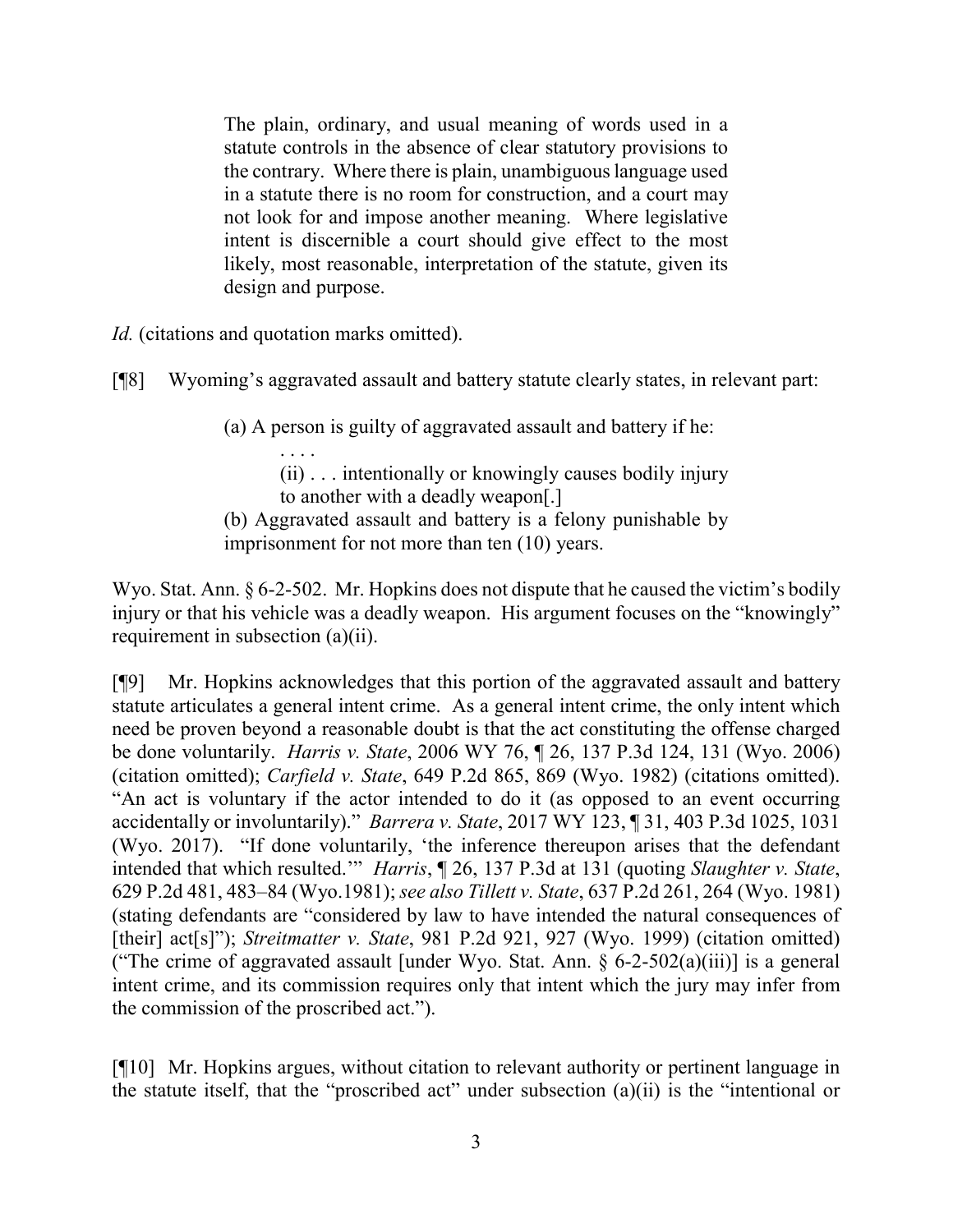> The plain, ordinary, and usual meaning of words used in a statute controls in the absence of clear statutory provisions to the contrary. Where there is plain, unambiguous language used in a statute there is no room for construction, and a court may not look for and impose another meaning. Where legislative intent is discernible a court should give effect to the most likely, most reasonable, interpretation of the statute, given its design and purpose.

*Id.* (citations and quotation marks omitted).

[¶8] Wyoming's aggravated assault and battery statute clearly states, in relevant part:

> (a) A person is guilty of aggravated assault and battery if he:
>
> . . . .
>
> (ii) . . . intentionally or knowingly causes bodily injury to another with a deadly weapon[.]
>
> (b) Aggravated assault and battery is a felony punishable by imprisonment for not more than ten (10) years.

Wyo. Stat. Ann. § 6-2-502. Mr. Hopkins does not dispute that he caused the victim's bodily injury or that his vehicle was a deadly weapon. His argument focuses on the "knowingly" requirement in subsection (a)(ii).

[¶9] Mr. Hopkins acknowledges that this portion of the aggravated assault and battery statute articulates a general intent crime. As a general intent crime, the only intent which need be proven beyond a reasonable doubt is that the act constituting the offense charged be done voluntarily. *Harris v. State*, 2006 WY 76, ¶ 26, 137 P.3d 124, 131 (Wyo. 2006) (citation omitted); *Carfield v. State*, 649 P.2d 865, 869 (Wyo. 1982) (citations omitted). "An act is voluntary if the actor intended to do it (as opposed to an event occurring accidentally or involuntarily)." *Barrera v. State*, 2017 WY 123, ¶ 31, 403 P.3d 1025, 1031 (Wyo. 2017). "If done voluntarily, 'the inference thereupon arises that the defendant intended that which resulted.'" *Harris*, ¶ 26, 137 P.3d at 131 (quoting *Slaughter v. State*, 629 P.2d 481, 483–84 (Wyo.1981); *see also Tillett v. State*, 637 P.2d 261, 264 (Wyo. 1981) (stating defendants are "considered by law to have intended the natural consequences of [their] act[s]"); *Streitmatter v. State*, 981 P.2d 921, 927 (Wyo. 1999) (citation omitted) ("The crime of aggravated assault [under Wyo. Stat. Ann. § 6-2-502(a)(iii)] is a general intent crime, and its commission requires only that intent which the jury may infer from the commission of the proscribed act.").

[¶10] Mr. Hopkins argues, without citation to relevant authority or pertinent language in the statute itself, that the "proscribed act" under subsection (a)(ii) is the "intentional or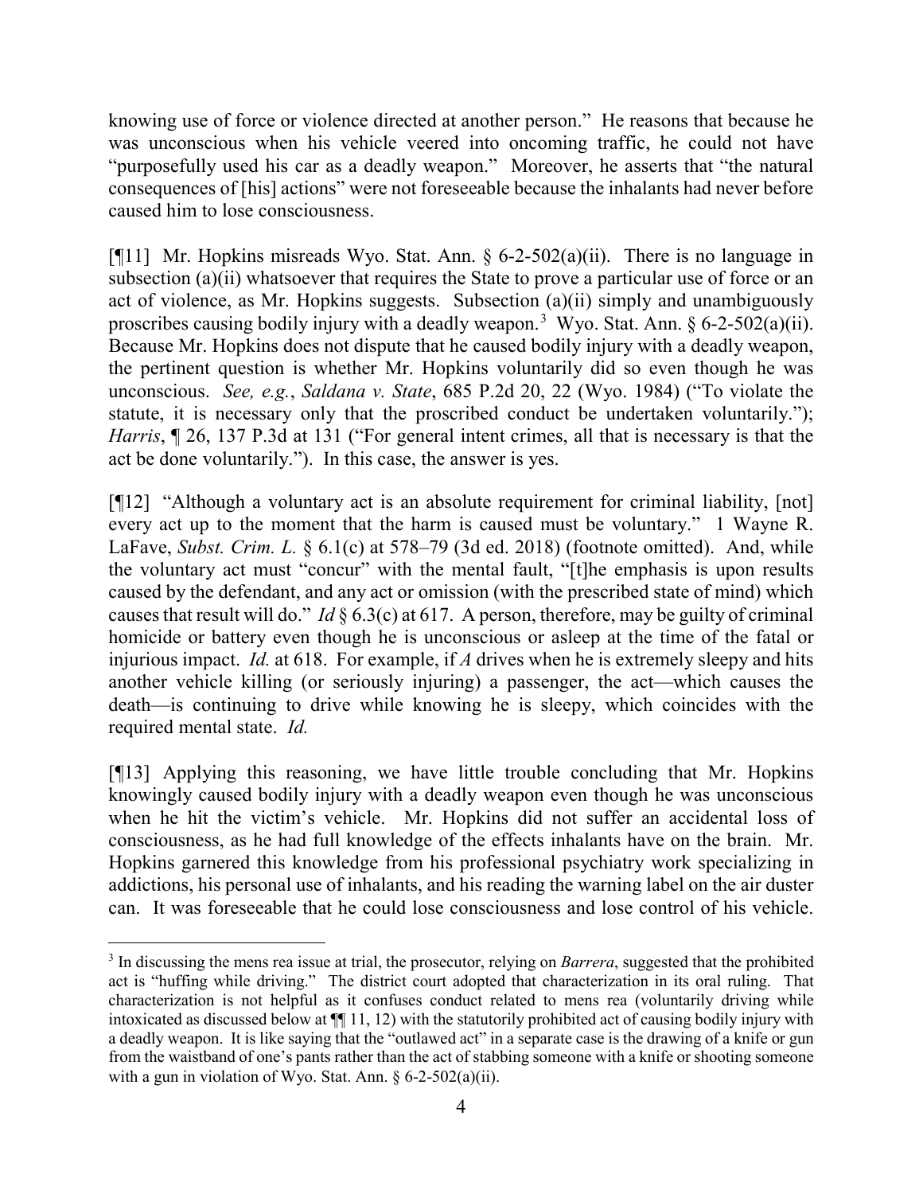knowing use of force or violence directed at another person." He reasons that because he was unconscious when his vehicle veered into oncoming traffic, he could not have "purposefully used his car as a deadly weapon." Moreover, he asserts that "the natural consequences of [his] actions" were not foreseeable because the inhalants had never before caused him to lose consciousness.

[¶11] Mr. Hopkins misreads Wyo. Stat. Ann. § 6-2-502(a)(ii). There is no language in subsection (a)(ii) whatsoever that requires the State to prove a particular use of force or an act of violence, as Mr. Hopkins suggests. Subsection (a)(ii) simply and unambiguously proscribes causing bodily injury with a deadly weapon.[3] Wyo. Stat. Ann. § 6-2-502(a)(ii). Because Mr. Hopkins does not dispute that he caused bodily injury with a deadly weapon, the pertinent question is whether Mr. Hopkins voluntarily did so even though he was unconscious. *See, e.g.*, *Saldana v. State*, 685 P.2d 20, 22 (Wyo. 1984) ("To violate the statute, it is necessary only that the proscribed conduct be undertaken voluntarily."); *Harris*, ¶ 26, 137 P.3d at 131 ("For general intent crimes, all that is necessary is that the act be done voluntarily."). In this case, the answer is yes.

[¶12] "Although a voluntary act is an absolute requirement for criminal liability, [not] every act up to the moment that the harm is caused must be voluntary." 1 Wayne R. LaFave, *Subst. Crim. L.* § 6.1(c) at 578–79 (3d ed. 2018) (footnote omitted). And, while the voluntary act must "concur" with the mental fault, "[t]he emphasis is upon results caused by the defendant, and any act or omission (with the prescribed state of mind) which causes that result will do." *Id* § 6.3(c) at 617. A person, therefore, may be guilty of criminal homicide or battery even though he is unconscious or asleep at the time of the fatal or injurious impact. *Id.* at 618. For example, if *A* drives when he is extremely sleepy and hits another vehicle killing (or seriously injuring) a passenger, the act—which causes the death—is continuing to drive while knowing he is sleepy, which coincides with the required mental state. *Id.*

[¶13] Applying this reasoning, we have little trouble concluding that Mr. Hopkins knowingly caused bodily injury with a deadly weapon even though he was unconscious when he hit the victim's vehicle. Mr. Hopkins did not suffer an accidental loss of consciousness, as he had full knowledge of the effects inhalants have on the brain. Mr. Hopkins garnered this knowledge from his professional psychiatry work specializing in addictions, his personal use of inhalants, and his reading the warning label on the air duster can. It was foreseeable that he could lose consciousness and lose control of his vehicle.

---

[3] In discussing the mens rea issue at trial, the prosecutor, relying on *Barrera*, suggested that the prohibited act is "huffing while driving." The district court adopted that characterization in its oral ruling. That characterization is not helpful as it confuses conduct related to mens rea (voluntarily driving while intoxicated as discussed below at ¶¶ 11, 12) with the statutorily prohibited act of causing bodily injury with a deadly weapon. It is like saying that the "outlawed act" in a separate case is the drawing of a knife or gun from the waistband of one's pants rather than the act of stabbing someone with a knife or shooting someone with a gun in violation of Wyo. Stat. Ann. § 6-2-502(a)(ii).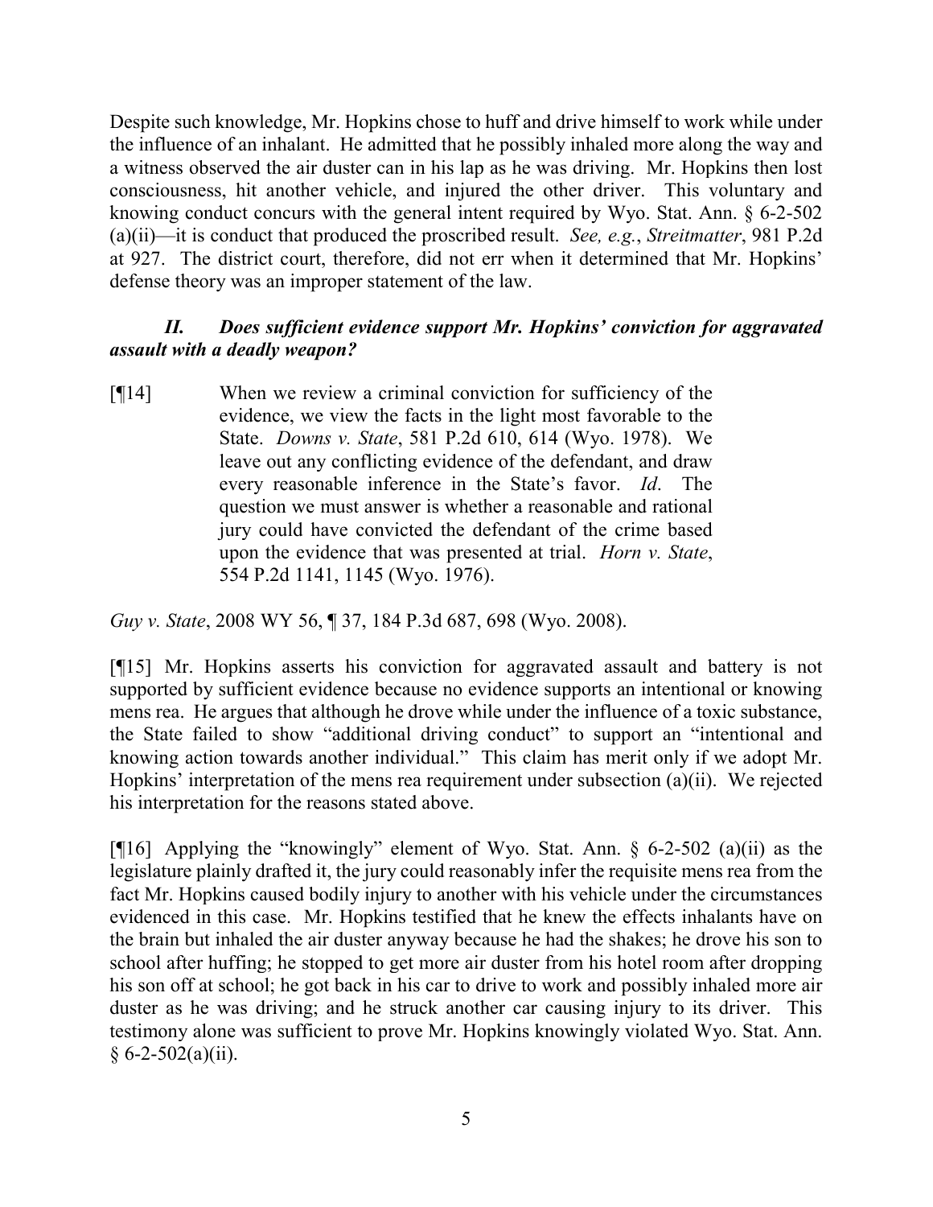Despite such knowledge, Mr. Hopkins chose to huff and drive himself to work while under the influence of an inhalant. He admitted that he possibly inhaled more along the way and a witness observed the air duster can in his lap as he was driving. Mr. Hopkins then lost consciousness, hit another vehicle, and injured the other driver. This voluntary and knowing conduct concurs with the general intent required by Wyo. Stat. Ann. § 6-2-502 (a)(ii)—it is conduct that produced the proscribed result. *See, e.g.*, *Streitmatter*, 981 P.2d at 927. The district court, therefore, did not err when it determined that Mr. Hopkins' defense theory was an improper statement of the law.

### *II. Does sufficient evidence support Mr. Hopkins' conviction for aggravated assault with a deadly weapon?*

> [¶14] When we review a criminal conviction for sufficiency of the evidence, we view the facts in the light most favorable to the State. *Downs v. State*, 581 P.2d 610, 614 (Wyo. 1978). We leave out any conflicting evidence of the defendant, and draw every reasonable inference in the State's favor. *Id*. The question we must answer is whether a reasonable and rational jury could have convicted the defendant of the crime based upon the evidence that was presented at trial. *Horn v. State*, 554 P.2d 1141, 1145 (Wyo. 1976).

*Guy v. State*, 2008 WY 56, ¶ 37, 184 P.3d 687, 698 (Wyo. 2008).

[¶15] Mr. Hopkins asserts his conviction for aggravated assault and battery is not supported by sufficient evidence because no evidence supports an intentional or knowing mens rea. He argues that although he drove while under the influence of a toxic substance, the State failed to show "additional driving conduct" to support an "intentional and knowing action towards another individual." This claim has merit only if we adopt Mr. Hopkins' interpretation of the mens rea requirement under subsection (a)(ii). We rejected his interpretation for the reasons stated above.

[¶16] Applying the "knowingly" element of Wyo. Stat. Ann. § 6-2-502 (a)(ii) as the legislature plainly drafted it, the jury could reasonably infer the requisite mens rea from the fact Mr. Hopkins caused bodily injury to another with his vehicle under the circumstances evidenced in this case. Mr. Hopkins testified that he knew the effects inhalants have on the brain but inhaled the air duster anyway because he had the shakes; he drove his son to school after huffing; he stopped to get more air duster from his hotel room after dropping his son off at school; he got back in his car to drive to work and possibly inhaled more air duster as he was driving; and he struck another car causing injury to its driver. This testimony alone was sufficient to prove Mr. Hopkins knowingly violated Wyo. Stat. Ann. § 6-2-502(a)(ii).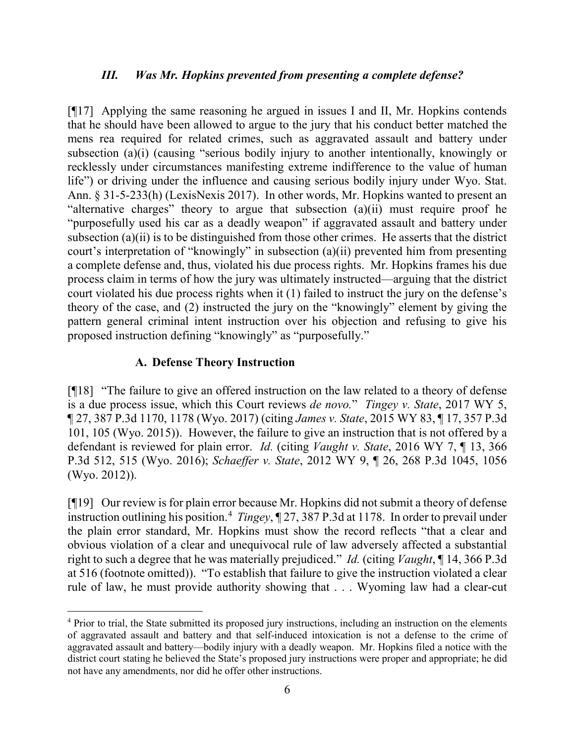### *III. Was Mr. Hopkins prevented from presenting a complete defense?*

[¶17] Applying the same reasoning he argued in issues I and II, Mr. Hopkins contends that he should have been allowed to argue to the jury that his conduct better matched the mens rea required for related crimes, such as aggravated assault and battery under subsection (a)(i) (causing "serious bodily injury to another intentionally, knowingly or recklessly under circumstances manifesting extreme indifference to the value of human life") or driving under the influence and causing serious bodily injury under Wyo. Stat. Ann. § 31-5-233(h) (LexisNexis 2017). In other words, Mr. Hopkins wanted to present an "alternative charges" theory to argue that subsection (a)(ii) must require proof he "purposefully used his car as a deadly weapon" if aggravated assault and battery under subsection (a)(ii) is to be distinguished from those other crimes. He asserts that the district court's interpretation of "knowingly" in subsection (a)(ii) prevented him from presenting a complete defense and, thus, violated his due process rights. Mr. Hopkins frames his due process claim in terms of how the jury was ultimately instructed—arguing that the district court violated his due process rights when it (1) failed to instruct the jury on the defense's theory of the case, and (2) instructed the jury on the "knowingly" element by giving the pattern general criminal intent instruction over his objection and refusing to give his proposed instruction defining "knowingly" as "purposefully."

#### A. Defense Theory Instruction

[¶18] "The failure to give an offered instruction on the law related to a theory of defense is a due process issue, which this Court reviews *de novo.*" *Tingey v. State*, 2017 WY 5, ¶ 27, 387 P.3d 1170, 1178 (Wyo. 2017) (citing *James v. State*, 2015 WY 83, ¶ 17, 357 P.3d 101, 105 (Wyo. 2015)). However, the failure to give an instruction that is not offered by a defendant is reviewed for plain error. *Id.* (citing *Vaught v. State*, 2016 WY 7, ¶ 13, 366 P.3d 512, 515 (Wyo. 2016); *Schaeffer v. State*, 2012 WY 9, ¶ 26, 268 P.3d 1045, 1056 (Wyo. 2012)).

[¶19] Our review is for plain error because Mr. Hopkins did not submit a theory of defense instruction outlining his position.[4] *Tingey*, ¶ 27, 387 P.3d at 1178. In order to prevail under the plain error standard, Mr. Hopkins must show the record reflects "that a clear and obvious violation of a clear and unequivocal rule of law adversely affected a substantial right to such a degree that he was materially prejudiced." *Id.* (citing *Vaught*, ¶ 14, 366 P.3d at 516 (footnote omitted)). "To establish that failure to give the instruction violated a clear rule of law, he must provide authority showing that . . . Wyoming law had a clear-cut

---

[4] Prior to trial, the State submitted its proposed jury instructions, including an instruction on the elements of aggravated assault and battery and that self-induced intoxication is not a defense to the crime of aggravated assault and battery—bodily injury with a deadly weapon. Mr. Hopkins filed a notice with the district court stating he believed the State's proposed jury instructions were proper and appropriate; he did not have any amendments, nor did he offer other instructions.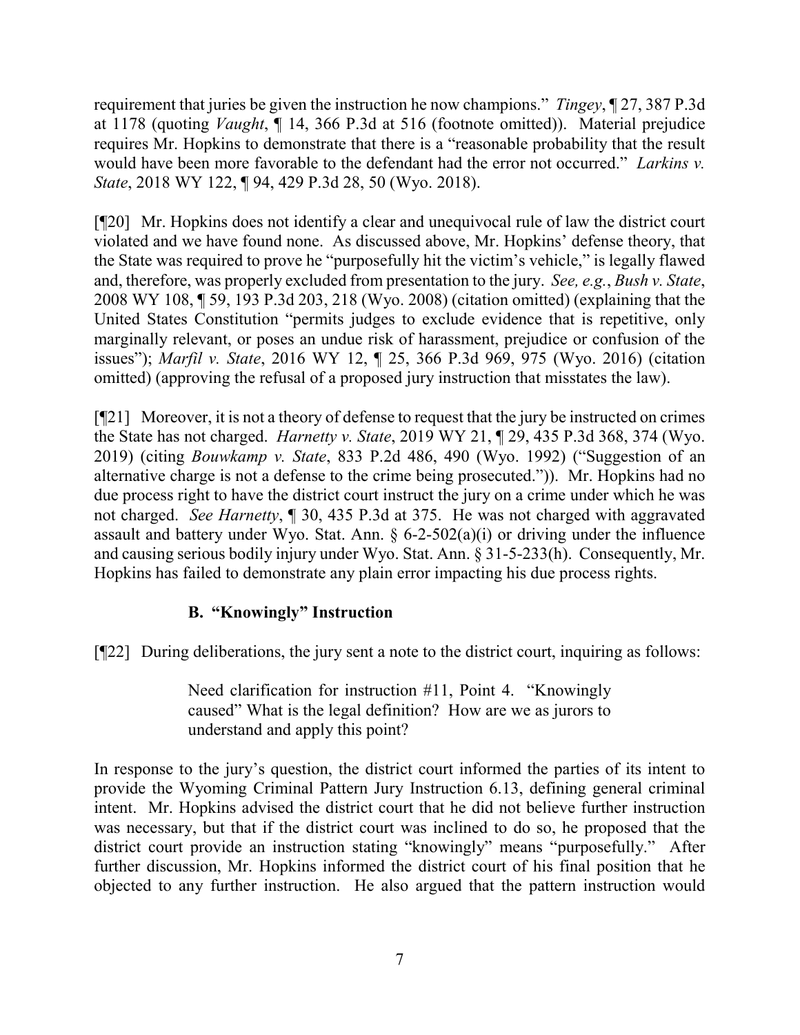requirement that juries be given the instruction he now champions." *Tingey*, ¶ 27, 387 P.3d at 1178 (quoting *Vaught*, ¶ 14, 366 P.3d at 516 (footnote omitted)). Material prejudice requires Mr. Hopkins to demonstrate that there is a "reasonable probability that the result would have been more favorable to the defendant had the error not occurred." *Larkins v. State*, 2018 WY 122, ¶ 94, 429 P.3d 28, 50 (Wyo. 2018).

[¶20] Mr. Hopkins does not identify a clear and unequivocal rule of law the district court violated and we have found none. As discussed above, Mr. Hopkins' defense theory, that the State was required to prove he "purposefully hit the victim's vehicle," is legally flawed and, therefore, was properly excluded from presentation to the jury. *See, e.g.*, *Bush v. State*, 2008 WY 108, ¶ 59, 193 P.3d 203, 218 (Wyo. 2008) (citation omitted) (explaining that the United States Constitution "permits judges to exclude evidence that is repetitive, only marginally relevant, or poses an undue risk of harassment, prejudice or confusion of the issues"); *Marfil v. State*, 2016 WY 12, ¶ 25, 366 P.3d 969, 975 (Wyo. 2016) (citation omitted) (approving the refusal of a proposed jury instruction that misstates the law).

[¶21] Moreover, it is not a theory of defense to request that the jury be instructed on crimes the State has not charged. *Harnetty v. State*, 2019 WY 21, ¶ 29, 435 P.3d 368, 374 (Wyo. 2019) (citing *Bouwkamp v. State*, 833 P.2d 486, 490 (Wyo. 1992) ("Suggestion of an alternative charge is not a defense to the crime being prosecuted.")). Mr. Hopkins had no due process right to have the district court instruct the jury on a crime under which he was not charged. *See Harnetty*, ¶ 30, 435 P.3d at 375. He was not charged with aggravated assault and battery under Wyo. Stat. Ann. § 6-2-502(a)(i) or driving under the influence and causing serious bodily injury under Wyo. Stat. Ann. § 31-5-233(h). Consequently, Mr. Hopkins has failed to demonstrate any plain error impacting his due process rights.

### B. "Knowingly" Instruction

[¶22] During deliberations, the jury sent a note to the district court, inquiring as follows:

> Need clarification for instruction #11, Point 4. "Knowingly caused" What is the legal definition? How are we as jurors to understand and apply this point?

In response to the jury's question, the district court informed the parties of its intent to provide the Wyoming Criminal Pattern Jury Instruction 6.13, defining general criminal intent. Mr. Hopkins advised the district court that he did not believe further instruction was necessary, but that if the district court was inclined to do so, he proposed that the district court provide an instruction stating "knowingly" means "purposefully." After further discussion, Mr. Hopkins informed the district court of his final position that he objected to any further instruction. He also argued that the pattern instruction would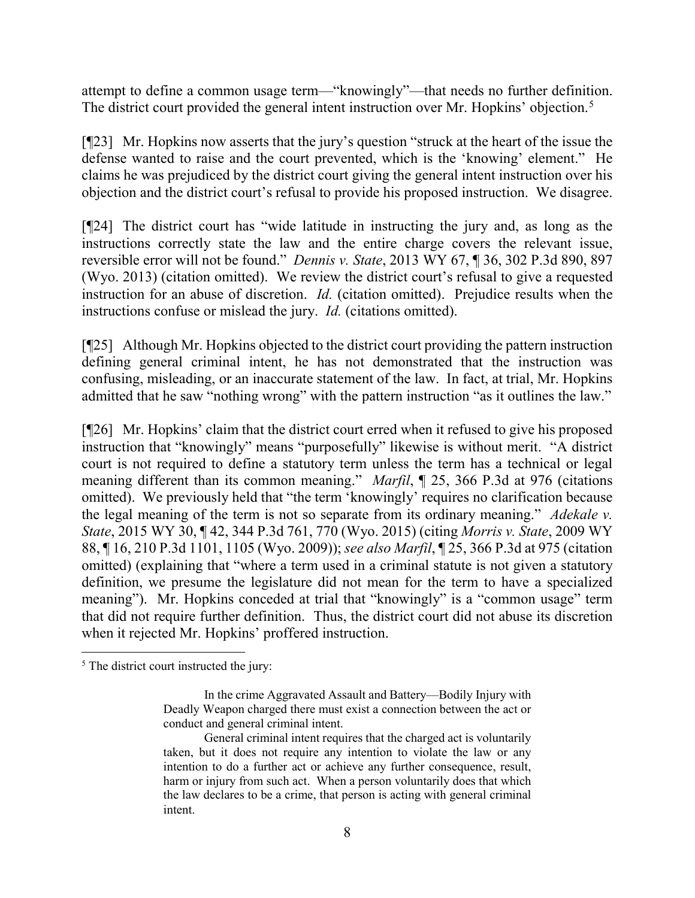attempt to define a common usage term—"knowingly"—that needs no further definition. The district court provided the general intent instruction over Mr. Hopkins' objection.[5]

[¶23] Mr. Hopkins now asserts that the jury's question "struck at the heart of the issue the defense wanted to raise and the court prevented, which is the 'knowing' element." He claims he was prejudiced by the district court giving the general intent instruction over his objection and the district court's refusal to provide his proposed instruction. We disagree.

[¶24] The district court has "wide latitude in instructing the jury and, as long as the instructions correctly state the law and the entire charge covers the relevant issue, reversible error will not be found." *Dennis v. State*, 2013 WY 67, ¶ 36, 302 P.3d 890, 897 (Wyo. 2013) (citation omitted). We review the district court's refusal to give a requested instruction for an abuse of discretion. *Id.* (citation omitted). Prejudice results when the instructions confuse or mislead the jury. *Id.* (citations omitted).

[¶25] Although Mr. Hopkins objected to the district court providing the pattern instruction defining general criminal intent, he has not demonstrated that the instruction was confusing, misleading, or an inaccurate statement of the law. In fact, at trial, Mr. Hopkins admitted that he saw "nothing wrong" with the pattern instruction "as it outlines the law."

[¶26] Mr. Hopkins' claim that the district court erred when it refused to give his proposed instruction that "knowingly" means "purposefully" likewise is without merit. "A district court is not required to define a statutory term unless the term has a technical or legal meaning different than its common meaning." *Marfil*, ¶ 25, 366 P.3d at 976 (citations omitted). We previously held that "the term 'knowingly' requires no clarification because the legal meaning of the term is not so separate from its ordinary meaning." *Adekale v. State*, 2015 WY 30, ¶ 42, 344 P.3d 761, 770 (Wyo. 2015) (citing *Morris v. State*, 2009 WY 88, ¶ 16, 210 P.3d 1101, 1105 (Wyo. 2009)); *see also Marfil*, ¶ 25, 366 P.3d at 975 (citation omitted) (explaining that "where a term used in a criminal statute is not given a statutory definition, we presume the legislature did not mean for the term to have a specialized meaning"). Mr. Hopkins conceded at trial that "knowingly" is a "common usage" term that did not require further definition. Thus, the district court did not abuse its discretion when it rejected Mr. Hopkins' proffered instruction.

---

[5] The district court instructed the jury:

> In the crime Aggravated Assault and Battery—Bodily Injury with Deadly Weapon charged there must exist a connection between the act or conduct and general criminal intent.
>
> General criminal intent requires that the charged act is voluntarily taken, but it does not require any intention to violate the law or any intention to do a further act or achieve any further consequence, result, harm or injury from such act. When a person voluntarily does that which the law declares to be a crime, that person is acting with general criminal intent.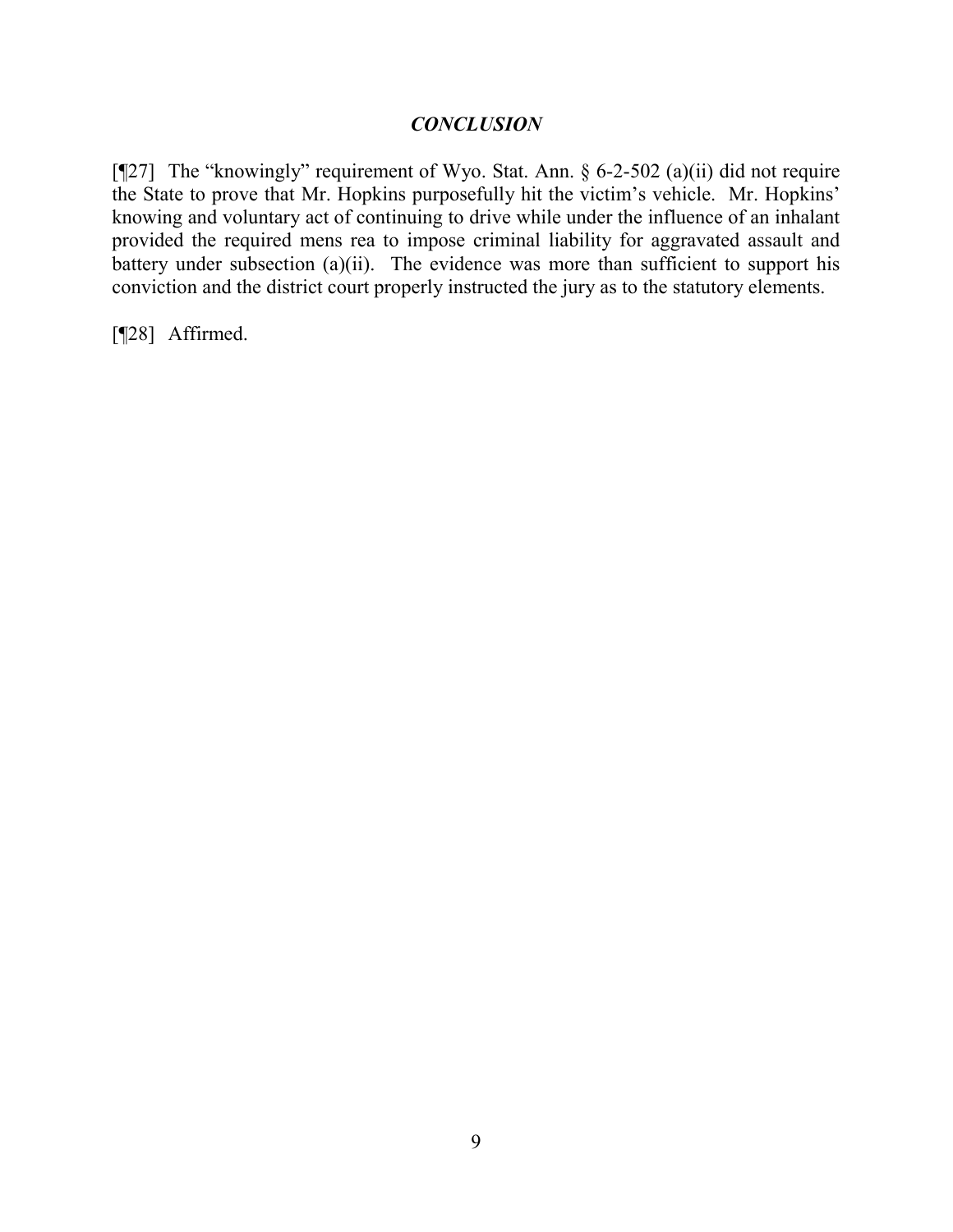## *CONCLUSION*

[¶27] The "knowingly" requirement of Wyo. Stat. Ann. § 6-2-502 (a)(ii) did not require the State to prove that Mr. Hopkins purposefully hit the victim's vehicle. Mr. Hopkins' knowing and voluntary act of continuing to drive while under the influence of an inhalant provided the required mens rea to impose criminal liability for aggravated assault and battery under subsection (a)(ii). The evidence was more than sufficient to support his conviction and the district court properly instructed the jury as to the statutory elements.

[¶28] Affirmed.